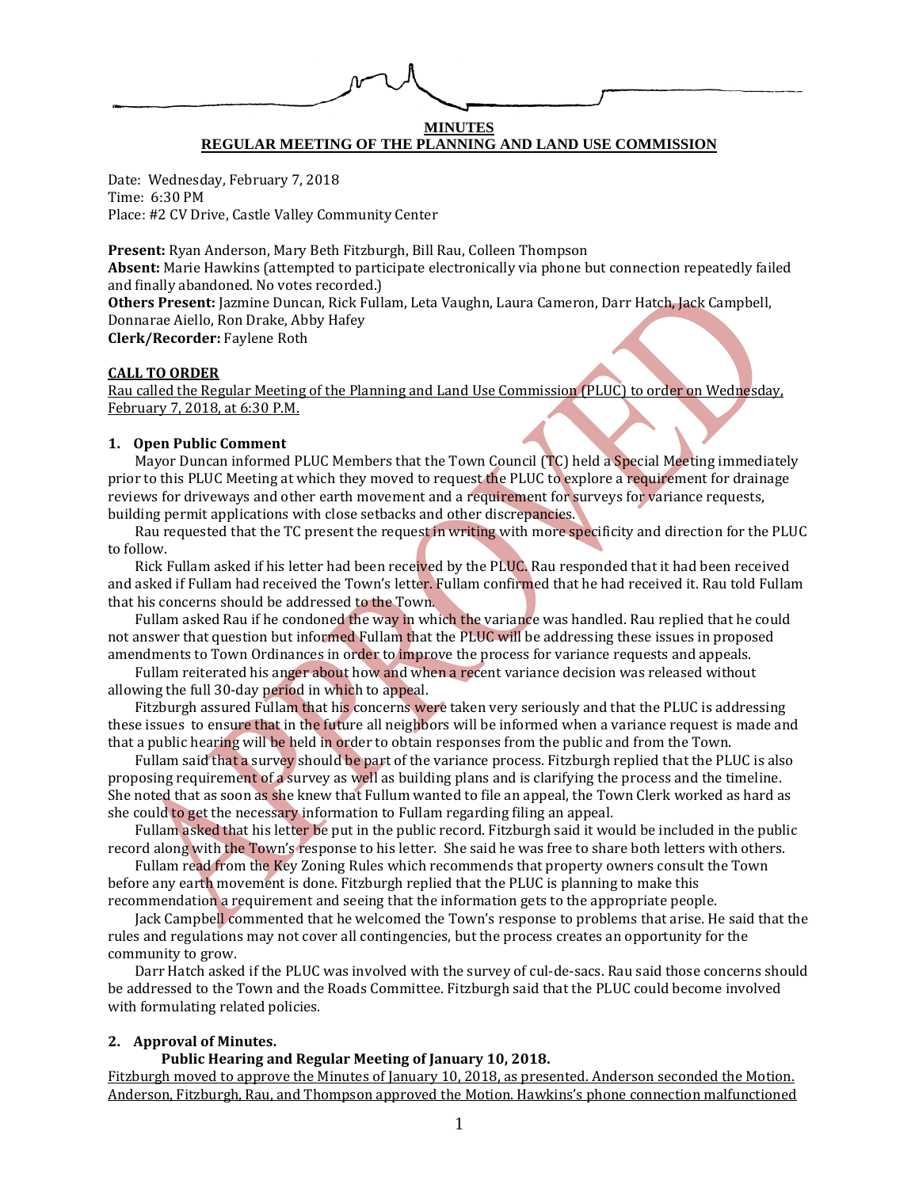**MINUTES**

**REGULAR MEETING OF THE PLANNING AND LAND USE COMMISSION**

Date: Wednesday, February 7, 2018
Time: 6:30 PM
Place: #2 CV Drive, Castle Valley Community Center

**Present:** Ryan Anderson, Mary Beth Fitzburgh, Bill Rau, Colleen Thompson
**Absent:** Marie Hawkins (attempted to participate electronically via phone but connection repeatedly failed and finally abandoned. No votes recorded.)
**Others Present:** Jazmine Duncan, Rick Fullam, Leta Vaughn, Laura Cameron, Darr Hatch, Jack Campbell, Donnarae Aiello, Ron Drake, Abby Hafey
**Clerk/Recorder:** Faylene Roth

**CALL TO ORDER**

Rau called the Regular Meeting of the Planning and Land Use Commission (PLUC) to order on Wednesday, February 7, 2018, at 6:30 P.M.

**1. Open Public Comment**

Mayor Duncan informed PLUC Members that the Town Council (TC) held a Special Meeting immediately prior to this PLUC Meeting at which they moved to request the PLUC to explore a requirement for drainage reviews for driveways and other earth movement and a requirement for surveys for variance requests, building permit applications with close setbacks and other discrepancies.

Rau requested that the TC present the request in writing with more specificity and direction for the PLUC to follow.

Rick Fullam asked if his letter had been received by the PLUC. Rau responded that it had been received and asked if Fullam had received the Town's letter. Fullam confirmed that he had received it. Rau told Fullam that his concerns should be addressed to the Town.

Fullam asked Rau if he condoned the way in which the variance was handled. Rau replied that he could not answer that question but informed Fullam that the PLUC will be addressing these issues in proposed amendments to Town Ordinances in order to improve the process for variance requests and appeals.

Fullam reiterated his anger about how and when a recent variance decision was released without allowing the full 30-day period in which to appeal.

Fitzburgh assured Fullam that his concerns were taken very seriously and that the PLUC is addressing these issues to ensure that in the future all neighbors will be informed when a variance request is made and that a public hearing will be held in order to obtain responses from the public and from the Town.

Fullam said that a survey should be part of the variance process. Fitzburgh replied that the PLUC is also proposing requirement of a survey as well as building plans and is clarifying the process and the timeline. She noted that as soon as she knew that Fullum wanted to file an appeal, the Town Clerk worked as hard as she could to get the necessary information to Fullam regarding filing an appeal.

Fullam asked that his letter be put in the public record. Fitzburgh said it would be included in the public record along with the Town's response to his letter. She said he was free to share both letters with others.

Fullam read from the Key Zoning Rules which recommends that property owners consult the Town before any earth movement is done. Fitzburgh replied that the PLUC is planning to make this recommendation a requirement and seeing that the information gets to the appropriate people.

Jack Campbell commented that he welcomed the Town's response to problems that arise. He said that the rules and regulations may not cover all contingencies, but the process creates an opportunity for the community to grow.

Darr Hatch asked if the PLUC was involved with the survey of cul-de-sacs. Rau said those concerns should be addressed to the Town and the Roads Committee. Fitzburgh said that the PLUC could become involved with formulating related policies.

**2. Approval of Minutes.**

**Public Hearing and Regular Meeting of January 10, 2018.**

Fitzburgh moved to approve the Minutes of January 10, 2018, as presented. Anderson seconded the Motion. Anderson, Fitzburgh, Rau, and Thompson approved the Motion. Hawkins's phone connection malfunctioned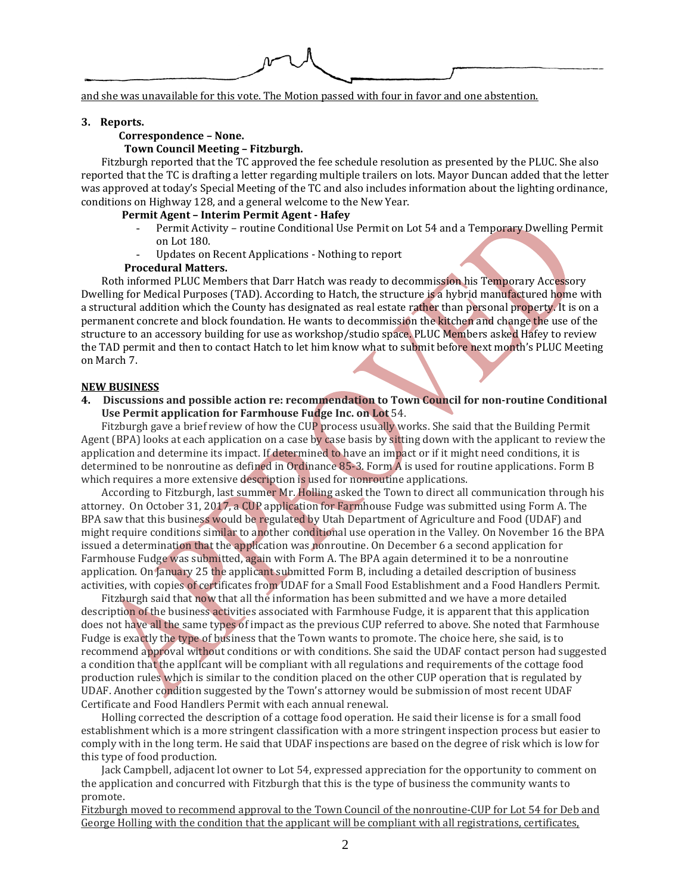and she was unavailable for this vote. The Motion passed with four in favor and one abstention.

**3. Reports.**

**Correspondence – None.**

**Town Council Meeting – Fitzburgh.**

Fitzburgh reported that the TC approved the fee schedule resolution as presented by the PLUC. She also reported that the TC is drafting a letter regarding multiple trailers on lots. Mayor Duncan added that the letter was approved at today's Special Meeting of the TC and also includes information about the lighting ordinance, conditions on Highway 128, and a general welcome to the New Year.

**Permit Agent – Interim Permit Agent - Hafey**

- Permit Activity – routine Conditional Use Permit on Lot 54 and a Temporary Dwelling Permit on Lot 180.
- Updates on Recent Applications - Nothing to report

**Procedural Matters.**

Roth informed PLUC Members that Darr Hatch was ready to decommission his Temporary Accessory Dwelling for Medical Purposes (TAD). According to Hatch, the structure is a hybrid manufactured home with a structural addition which the County has designated as real estate rather than personal property. It is on a permanent concrete and block foundation. He wants to decommission the kitchen and change the use of the structure to an accessory building for use as workshop/studio space. PLUC Members asked Hafey to review the TAD permit and then to contact Hatch to let him know what to submit before next month's PLUC Meeting on March 7.

**NEW BUSINESS**

**4. Discussions and possible action re: recommendation to Town Council for non-routine Conditional Use Permit application for Farmhouse Fudge Inc. on Lot** 54.

Fitzburgh gave a brief review of how the CUP process usually works. She said that the Building Permit Agent (BPA) looks at each application on a case by case basis by sitting down with the applicant to review the application and determine its impact. If determined to have an impact or if it might need conditions, it is determined to be nonroutine as defined in Ordinance 85-3. Form A is used for routine applications. Form B which requires a more extensive description is used for nonroutine applications.

According to Fitzburgh, last summer Mr. Holling asked the Town to direct all communication through his attorney. On October 31, 2017, a CUP application for Farmhouse Fudge was submitted using Form A. The BPA saw that this business would be regulated by Utah Department of Agriculture and Food (UDAF) and might require conditions similar to another conditional use operation in the Valley. On November 16 the BPA issued a determination that the application was nonroutine. On December 6 a second application for Farmhouse Fudge was submitted, again with Form A. The BPA again determined it to be a nonroutine application. On January 25 the applicant submitted Form B, including a detailed description of business activities, with copies of certificates from UDAF for a Small Food Establishment and a Food Handlers Permit.

Fitzburgh said that now that all the information has been submitted and we have a more detailed description of the business activities associated with Farmhouse Fudge, it is apparent that this application does not have all the same types of impact as the previous CUP referred to above. She noted that Farmhouse Fudge is exactly the type of business that the Town wants to promote. The choice here, she said, is to recommend approval without conditions or with conditions. She said the UDAF contact person had suggested a condition that the applicant will be compliant with all regulations and requirements of the cottage food production rules which is similar to the condition placed on the other CUP operation that is regulated by UDAF. Another condition suggested by the Town's attorney would be submission of most recent UDAF Certificate and Food Handlers Permit with each annual renewal.

Holling corrected the description of a cottage food operation. He said their license is for a small food establishment which is a more stringent classification with a more stringent inspection process but easier to comply with in the long term. He said that UDAF inspections are based on the degree of risk which is low for this type of food production.

Jack Campbell, adjacent lot owner to Lot 54, expressed appreciation for the opportunity to comment on the application and concurred with Fitzburgh that this is the type of business the community wants to promote.

Fitzburgh moved to recommend approval to the Town Council of the nonroutine-CUP for Lot 54 for Deb and George Holling with the condition that the applicant will be compliant with all registrations, certificates,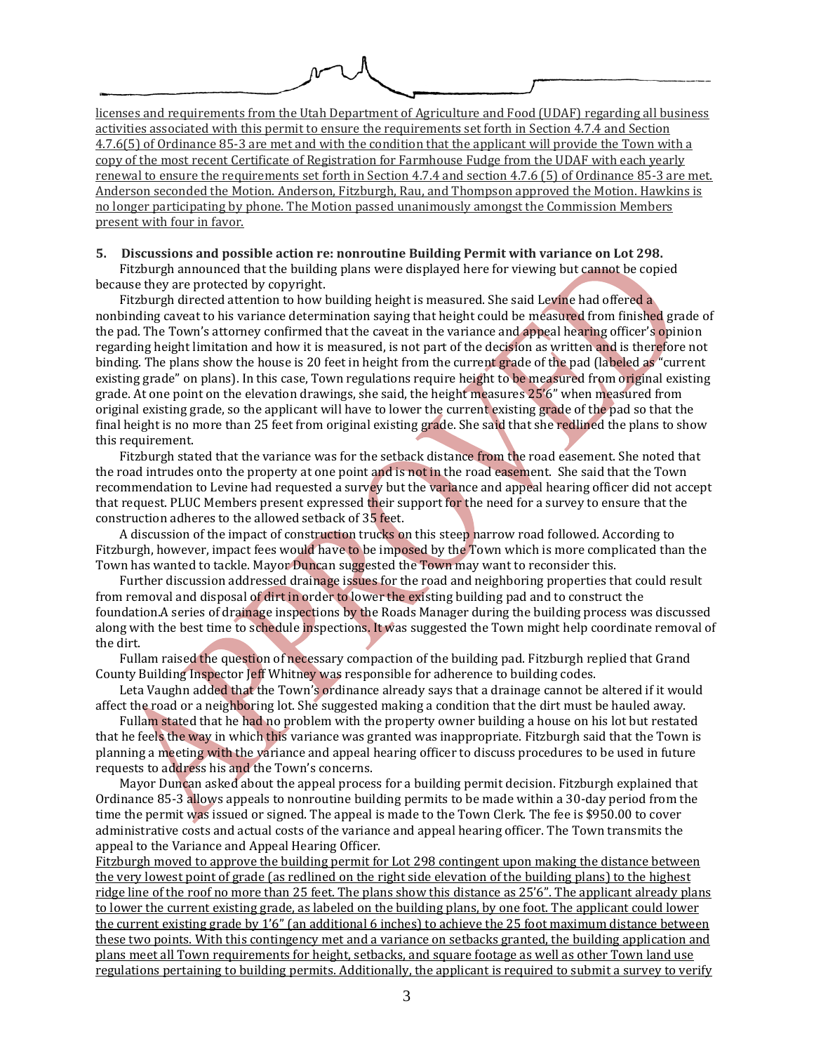licenses and requirements from the Utah Department of Agriculture and Food (UDAF) regarding all business activities associated with this permit to ensure the requirements set forth in Section 4.7.4 and Section 4.7.6(5) of Ordinance 85-3 are met and with the condition that the applicant will provide the Town with a copy of the most recent Certificate of Registration for Farmhouse Fudge from the UDAF with each yearly renewal to ensure the requirements set forth in Section 4.7.4 and section 4.7.6 (5) of Ordinance 85-3 are met. Anderson seconded the Motion. Anderson, Fitzburgh, Rau, and Thompson approved the Motion. Hawkins is no longer participating by phone. The Motion passed unanimously amongst the Commission Members present with four in favor.

**5. Discussions and possible action re: nonroutine Building Permit with variance on Lot 298.**

Fitzburgh announced that the building plans were displayed here for viewing but cannot be copied because they are protected by copyright.

Fitzburgh directed attention to how building height is measured. She said Levine had offered a nonbinding caveat to his variance determination saying that height could be measured from finished grade of the pad. The Town's attorney confirmed that the caveat in the variance and appeal hearing officer's opinion regarding height limitation and how it is measured, is not part of the decision as written and is therefore not binding. The plans show the house is 20 feet in height from the current grade of the pad (labeled as "current existing grade" on plans). In this case, Town regulations require height to be measured from original existing grade. At one point on the elevation drawings, she said, the height measures 25'6" when measured from original existing grade, so the applicant will have to lower the current existing grade of the pad so that the final height is no more than 25 feet from original existing grade. She said that she redlined the plans to show this requirement.

Fitzburgh stated that the variance was for the setback distance from the road easement. She noted that the road intrudes onto the property at one point and is not in the road easement. She said that the Town recommendation to Levine had requested a survey but the variance and appeal hearing officer did not accept that request. PLUC Members present expressed their support for the need for a survey to ensure that the construction adheres to the allowed setback of 35 feet.

A discussion of the impact of construction trucks on this steep narrow road followed. According to Fitzburgh, however, impact fees would have to be imposed by the Town which is more complicated than the Town has wanted to tackle. Mayor Duncan suggested the Town may want to reconsider this.

Further discussion addressed drainage issues for the road and neighboring properties that could result from removal and disposal of dirt in order to lower the existing building pad and to construct the foundation.A series of drainage inspections by the Roads Manager during the building process was discussed along with the best time to schedule inspections. It was suggested the Town might help coordinate removal of the dirt.

Fullam raised the question of necessary compaction of the building pad. Fitzburgh replied that Grand County Building Inspector Jeff Whitney was responsible for adherence to building codes.

Leta Vaughn added that the Town's ordinance already says that a drainage cannot be altered if it would affect the road or a neighboring lot. She suggested making a condition that the dirt must be hauled away.

Fullam stated that he had no problem with the property owner building a house on his lot but restated that he feels the way in which this variance was granted was inappropriate. Fitzburgh said that the Town is planning a meeting with the variance and appeal hearing officer to discuss procedures to be used in future requests to address his and the Town's concerns.

Mayor Duncan asked about the appeal process for a building permit decision. Fitzburgh explained that Ordinance 85-3 allows appeals to nonroutine building permits to be made within a 30-day period from the time the permit was issued or signed. The appeal is made to the Town Clerk. The fee is $950.00 to cover administrative costs and actual costs of the variance and appeal hearing officer. The Town transmits the appeal to the Variance and Appeal Hearing Officer.

Fitzburgh moved to approve the building permit for Lot 298 contingent upon making the distance between the very lowest point of grade (as redlined on the right side elevation of the building plans) to the highest ridge line of the roof no more than 25 feet. The plans show this distance as 25'6". The applicant already plans to lower the current existing grade, as labeled on the building plans, by one foot. The applicant could lower the current existing grade by 1'6" (an additional 6 inches) to achieve the 25 foot maximum distance between these two points. With this contingency met and a variance on setbacks granted, the building application and plans meet all Town requirements for height, setbacks, and square footage as well as other Town land use regulations pertaining to building permits. Additionally, the applicant is required to submit a survey to verify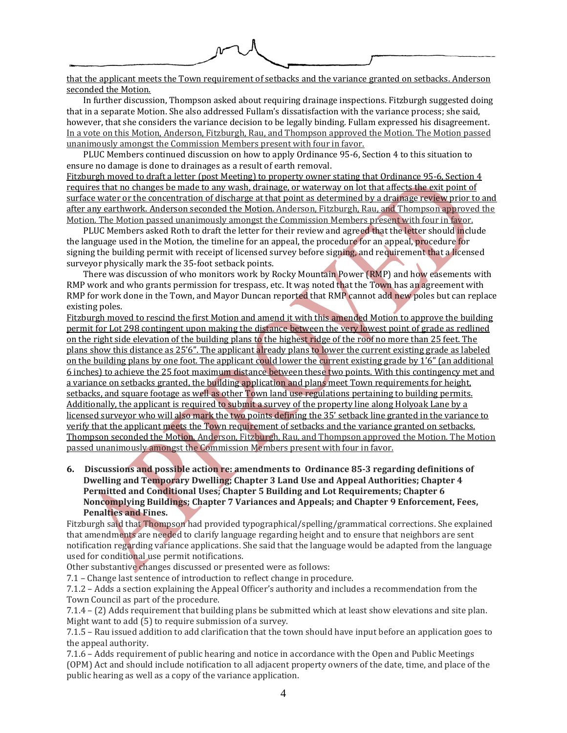that the applicant meets the Town requirement of setbacks and the variance granted on setbacks. Anderson seconded the Motion.

In further discussion, Thompson asked about requiring drainage inspections. Fitzburgh suggested doing that in a separate Motion. She also addressed Fullam's dissatisfaction with the variance process; she said, however, that she considers the variance decision to be legally binding. Fullam expressed his disagreement. In a vote on this Motion, Anderson, Fitzburgh, Rau, and Thompson approved the Motion. The Motion passed unanimously amongst the Commission Members present with four in favor.

PLUC Members continued discussion on how to apply Ordinance 95-6, Section 4 to this situation to ensure no damage is done to drainages as a result of earth removal.

Fitzburgh moved to draft a letter (post Meeting) to property owner stating that Ordinance 95-6, Section 4 requires that no changes be made to any wash, drainage, or waterway on lot that affects the exit point of surface water or the concentration of discharge at that point as determined by a drainage review prior to and after any earthwork. Anderson seconded the Motion. Anderson, Fitzburgh, Rau, and Thompson approved the Motion. The Motion passed unanimously amongst the Commission Members present with four in favor.

PLUC Members asked Roth to draft the letter for their review and agreed that the letter should include the language used in the Motion, the timeline for an appeal, the procedure for an appeal, procedure for signing the building permit with receipt of licensed survey before signing, and requirement that a licensed surveyor physically mark the 35-foot setback points.

There was discussion of who monitors work by Rocky Mountain Power (RMP) and how easements with RMP work and who grants permission for trespass, etc. It was noted that the Town has an agreement with RMP for work done in the Town, and Mayor Duncan reported that RMP cannot add new poles but can replace existing poles.

Fitzburgh moved to rescind the first Motion and amend it with this amended Motion to approve the building permit for Lot 298 contingent upon making the distance between the very lowest point of grade as redlined on the right side elevation of the building plans to the highest ridge of the roof no more than 25 feet. The plans show this distance as 25'6". The applicant already plans to lower the current existing grade as labeled on the building plans by one foot. The applicant could lower the current existing grade by 1'6" (an additional 6 inches) to achieve the 25 foot maximum distance between these two points. With this contingency met and a variance on setbacks granted, the building application and plans meet Town requirements for height, setbacks, and square footage as well as other Town land use regulations pertaining to building permits. Additionally, the applicant is required to submit a survey of the property line along Holyoak Lane by a licensed surveyor who will also mark the two points defining the 35' setback line granted in the variance to verify that the applicant meets the Town requirement of setbacks and the variance granted on setbacks. Thompson seconded the Motion. Anderson, Fitzburgh, Rau, and Thompson approved the Motion. The Motion passed unanimously amongst the Commission Members present with four in favor.

**6. Discussions and possible action re: amendments to Ordinance 85-3 regarding definitions of Dwelling and Temporary Dwelling; Chapter 3 Land Use and Appeal Authorities; Chapter 4 Permitted and Conditional Uses; Chapter 5 Building and Lot Requirements; Chapter 6 Noncomplying Buildings; Chapter 7 Variances and Appeals; and Chapter 9 Enforcement, Fees, Penalties and Fines.**

Fitzburgh said that Thompson had provided typographical/spelling/grammatical corrections. She explained that amendments are needed to clarify language regarding height and to ensure that neighbors are sent notification regarding variance applications. She said that the language would be adapted from the language used for conditional use permit notifications.

Other substantive changes discussed or presented were as follows:

7.1 – Change last sentence of introduction to reflect change in procedure.

7.1.2 – Adds a section explaining the Appeal Officer's authority and includes a recommendation from the Town Council as part of the procedure.

7.1.4 – (2) Adds requirement that building plans be submitted which at least show elevations and site plan. Might want to add (5) to require submission of a survey.

7.1.5 – Rau issued addition to add clarification that the town should have input before an application goes to the appeal authority.

7.1.6 – Adds requirement of public hearing and notice in accordance with the Open and Public Meetings (OPM) Act and should include notification to all adjacent property owners of the date, time, and place of the public hearing as well as a copy of the variance application.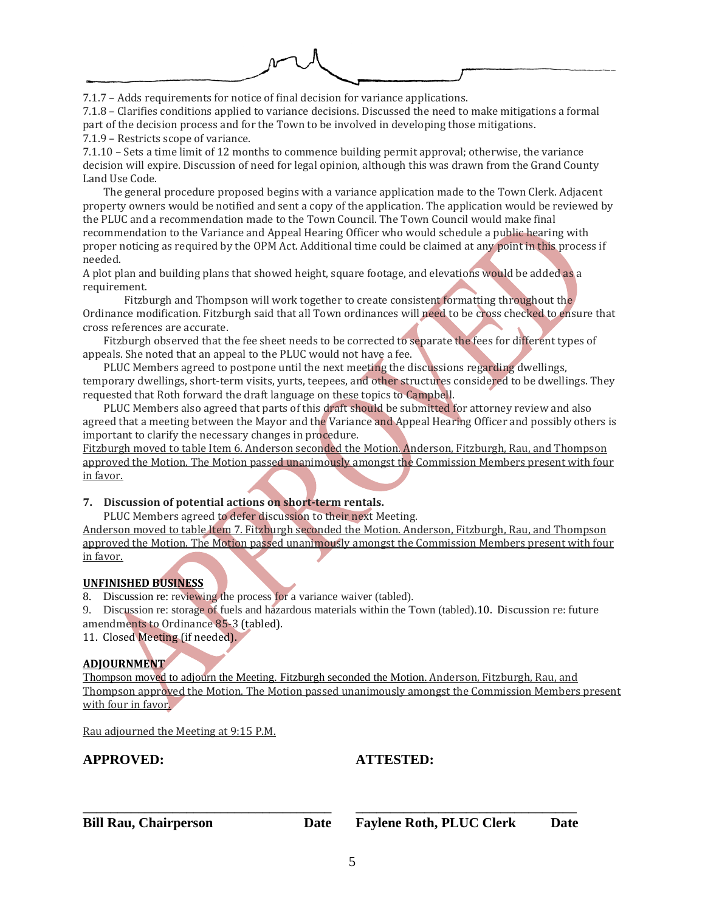7.1.7 – Adds requirements for notice of final decision for variance applications.
7.1.8 – Clarifies conditions applied to variance decisions. Discussed the need to make mitigations a formal part of the decision process and for the Town to be involved in developing those mitigations.
7.1.9 – Restricts scope of variance.
7.1.10 – Sets a time limit of 12 months to commence building permit approval; otherwise, the variance decision will expire. Discussion of need for legal opinion, although this was drawn from the Grand County Land Use Code.

The general procedure proposed begins with a variance application made to the Town Clerk. Adjacent property owners would be notified and sent a copy of the application. The application would be reviewed by the PLUC and a recommendation made to the Town Council. The Town Council would make final recommendation to the Variance and Appeal Hearing Officer who would schedule a public hearing with proper noticing as required by the OPM Act. Additional time could be claimed at any point in this process if needed.

A plot plan and building plans that showed height, square footage, and elevations would be added as a requirement.

Fitzburgh and Thompson will work together to create consistent formatting throughout the Ordinance modification. Fitzburgh said that all Town ordinances will need to be cross checked to ensure that cross references are accurate.

Fitzburgh observed that the fee sheet needs to be corrected to separate the fees for different types of appeals. She noted that an appeal to the PLUC would not have a fee.

PLUC Members agreed to postpone until the next meeting the discussions regarding dwellings, temporary dwellings, short-term visits, yurts, teepees, and other structures considered to be dwellings. They requested that Roth forward the draft language on these topics to Campbell.

PLUC Members also agreed that parts of this draft should be submitted for attorney review and also agreed that a meeting between the Mayor and the Variance and Appeal Hearing Officer and possibly others is important to clarify the necessary changes in procedure.

Fitzburgh moved to table Item 6. Anderson seconded the Motion. Anderson, Fitzburgh, Rau, and Thompson approved the Motion. The Motion passed unanimously amongst the Commission Members present with four in favor.

**7. Discussion of potential actions on short-term rentals.**

PLUC Members agreed to defer discussion to their next Meeting.

Anderson moved to table Item 7. Fitzburgh seconded the Motion. Anderson, Fitzburgh, Rau, and Thompson approved the Motion. The Motion passed unanimously amongst the Commission Members present with four in favor.

**UNFINISHED BUSINESS**

8. Discussion re: reviewing the process for a variance waiver (tabled).
9. Discussion re: storage of fuels and hazardous materials within the Town (tabled).
10. Discussion re: future amendments to Ordinance 85-3 (tabled).
11. Closed Meeting (if needed).

**ADJOURNMENT**

Thompson moved to adjourn the Meeting. Fitzburgh seconded the Motion. Anderson, Fitzburgh, Rau, and Thompson approved the Motion. The Motion passed unanimously amongst the Commission Members present with four in favor.

Rau adjourned the Meeting at 9:15 P.M.

APPROVED

**APPROVED:** **ATTESTED:**

______________________________ ______________________________

**Bill Rau, Chairperson Date** **Faylene Roth, PLUC Clerk Date**